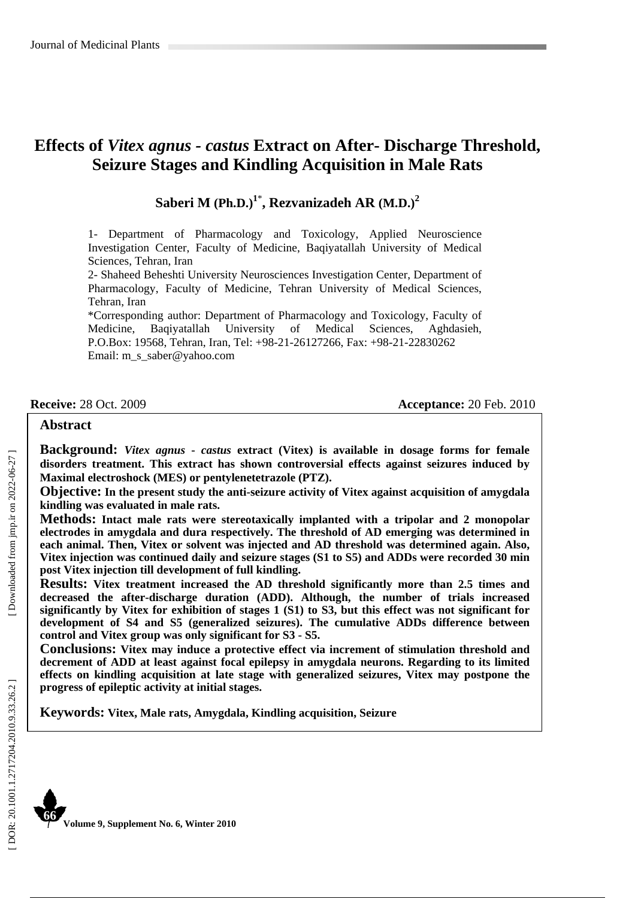# Effects of *Vitex agnus - castus* Extract on After- Discharge Threshold, Seizure Stages and Kindling Acquisition in Male Rats

**Saberi M (Ph.D.)[1*], Rezvanizadeh AR (M.D.)[2]**

1- Department of Pharmacology and Toxicology, Applied Neuroscience Investigation Center, Faculty of Medicine, Baqiyatallah University of Medical Sciences, Tehran, Iran

2- Shaheed Beheshti University Neurosciences Investigation Center, Department of Pharmacology, Faculty of Medicine, Tehran University of Medical Sciences, Tehran, Iran

*Corresponding author: Department of Pharmacology and Toxicology, Faculty of Medicine, Baqiyatallah University of Medical Sciences, Aghdasieh, P.O.Box: 19568, Tehran, Iran, Tel: +98-21-26127266, Fax: +98-21-22830262
Email: m_s_saber@yahoo.com

**Receive:** 28 Oct. 2009 **Acceptance:** 20 Feb. 2010

## Abstract

**Background:** ***Vitex agnus - castus*** **extract (Vitex) is available in dosage forms for female disorders treatment. This extract has shown controversial effects against seizures induced by Maximal electroshock (MES) or pentylenetetrazole (PTZ).**

**Objective: In the present study the anti-seizure activity of Vitex against acquisition of amygdala kindling was evaluated in male rats.**

**Methods: Intact male rats were stereotaxically implanted with a tripolar and 2 monopolar electrodes in amygdala and dura respectively. The threshold of AD emerging was determined in each animal. Then, Vitex or solvent was injected and AD threshold was determined again. Also, Vitex injection was continued daily and seizure stages (S1 to S5) and ADDs were recorded 30 min post Vitex injection till development of full kindling.**

**Results: Vitex treatment increased the AD threshold significantly more than 2.5 times and decreased the after-discharge duration (ADD). Although, the number of trials increased significantly by Vitex for exhibition of stages 1 (S1) to S3, but this effect was not significant for development of S4 and S5 (generalized seizures). The cumulative ADDs difference between control and Vitex group was only significant for S3 - S5.**

**Conclusions: Vitex may induce a protective effect via increment of stimulation threshold and decrement of ADD at least against focal epilepsy in amygdala neurons. Regarding to its limited effects on kindling acquisition at late stage with generalized seizures, Vitex may postpone the progress of epileptic activity at initial stages.**

**Keywords: Vitex, Male rats, Amygdala, Kindling acquisition, Seizure**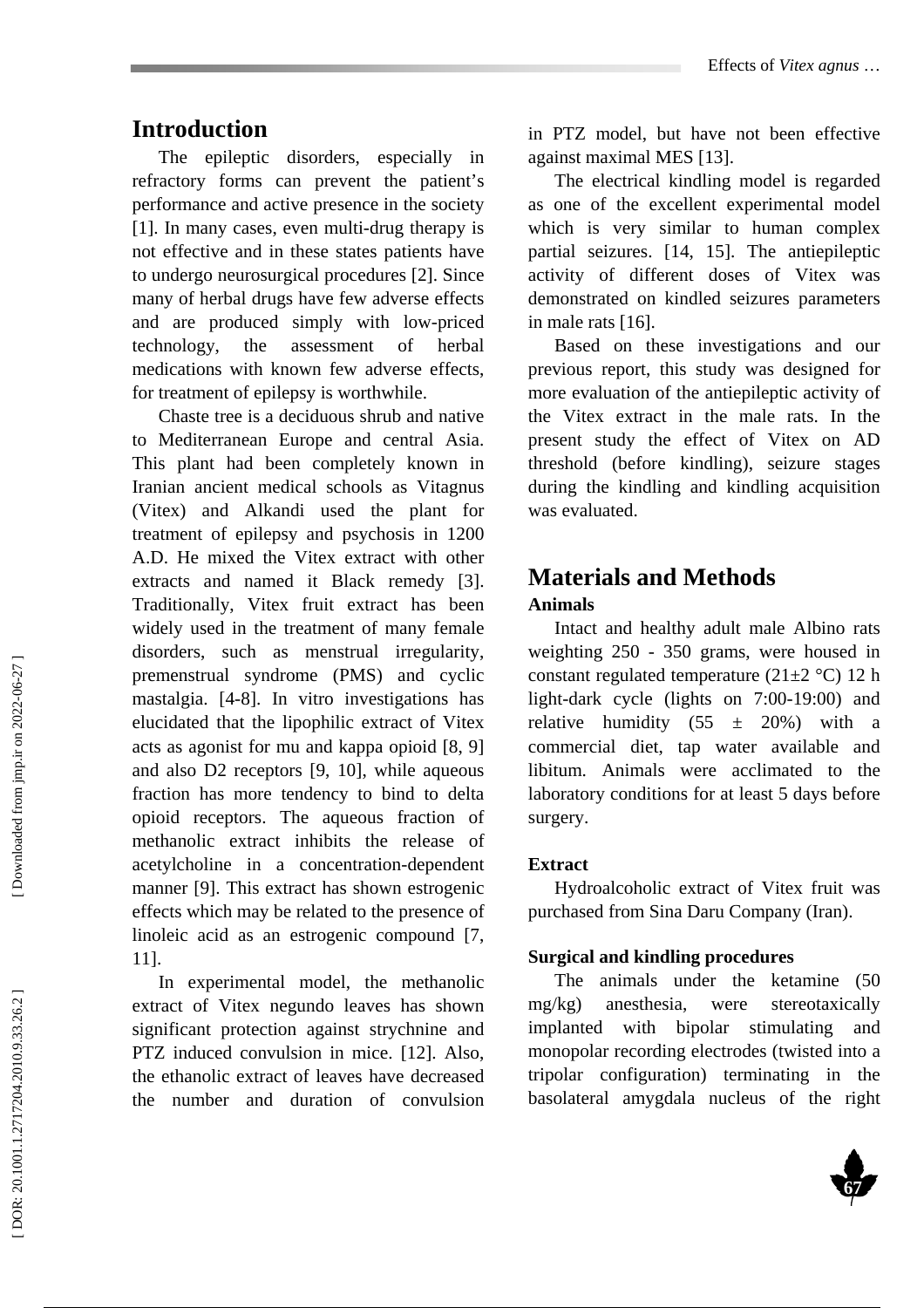## Introduction

The epileptic disorders, especially in refractory forms can prevent the patient's performance and active presence in the society [1]. In many cases, even multi-drug therapy is not effective and in these states patients have to undergo neurosurgical procedures [2]. Since many of herbal drugs have few adverse effects and are produced simply with low-priced technology, the assessment of herbal medications with known few adverse effects, for treatment of epilepsy is worthwhile.

Chaste tree is a deciduous shrub and native to Mediterranean Europe and central Asia. This plant had been completely known in Iranian ancient medical schools as Vitagnus (Vitex) and Alkandi used the plant for treatment of epilepsy and psychosis in 1200 A.D. He mixed the Vitex extract with other extracts and named it Black remedy [3]. Traditionally, Vitex fruit extract has been widely used in the treatment of many female disorders, such as menstrual irregularity, premenstrual syndrome (PMS) and cyclic mastalgia. [4-8]. In vitro investigations has elucidated that the lipophilic extract of Vitex acts as agonist for mu and kappa opioid [8, 9] and also D2 receptors [9, 10], while aqueous fraction has more tendency to bind to delta opioid receptors. The aqueous fraction of methanolic extract inhibits the release of acetylcholine in a concentration-dependent manner [9]. This extract has shown estrogenic effects which may be related to the presence of linoleic acid as an estrogenic compound [7, 11].

In experimental model, the methanolic extract of Vitex negundo leaves has shown significant protection against strychnine and PTZ induced convulsion in mice. [12]. Also, the ethanolic extract of leaves have decreased the number and duration of convulsion in PTZ model, but have not been effective against maximal MES [13].

The electrical kindling model is regarded as one of the excellent experimental model which is very similar to human complex partial seizures. [14, 15]. The antiepileptic activity of different doses of Vitex was demonstrated on kindled seizures parameters in male rats [16].

Based on these investigations and our previous report, this study was designed for more evaluation of the antiepileptic activity of the Vitex extract in the male rats. In the present study the effect of Vitex on AD threshold (before kindling), seizure stages during the kindling and kindling acquisition was evaluated.

## Materials and Methods

### Animals

Intact and healthy adult male Albino rats weighting 250 - 350 grams, were housed in constant regulated temperature (21±2 °C) 12 h light-dark cycle (lights on 7:00-19:00) and relative humidity (55 ± 20%) with a commercial diet, tap water available and libitum. Animals were acclimated to the laboratory conditions for at least 5 days before surgery.

### Extract

Hydroalcoholic extract of Vitex fruit was purchased from Sina Daru Company (Iran).

### Surgical and kindling procedures

The animals under the ketamine (50 mg/kg) anesthesia, were stereotaxically implanted with bipolar stimulating and monopolar recording electrodes (twisted into a tripolar configuration) terminating in the basolateral amygdala nucleus of the right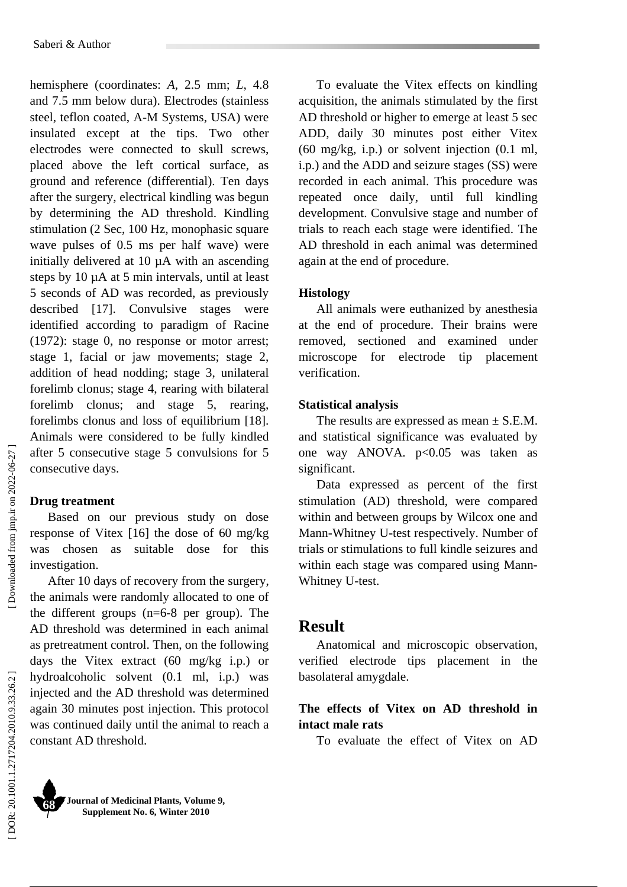hemisphere (coordinates: *A*, 2.5 mm; *L*, 4.8 and 7.5 mm below dura). Electrodes (stainless steel, teflon coated, A-M Systems, USA) were insulated except at the tips. Two other electrodes were connected to skull screws, placed above the left cortical surface, as ground and reference (differential). Ten days after the surgery, electrical kindling was begun by determining the AD threshold. Kindling stimulation (2 Sec, 100 Hz, monophasic square wave pulses of 0.5 ms per half wave) were initially delivered at 10 µA with an ascending steps by 10 µA at 5 min intervals, until at least 5 seconds of AD was recorded, as previously described [17]. Convulsive stages were identified according to paradigm of Racine (1972): stage 0, no response or motor arrest; stage 1, facial or jaw movements; stage 2, addition of head nodding; stage 3, unilateral forelimb clonus; stage 4, rearing with bilateral forelimb clonus; and stage 5, rearing, forelimbs clonus and loss of equilibrium [18]. Animals were considered to be fully kindled after 5 consecutive stage 5 convulsions for 5 consecutive days.

**Drug treatment**

Based on our previous study on dose response of Vitex [16] the dose of 60 mg/kg was chosen as suitable dose for this investigation.

After 10 days of recovery from the surgery, the animals were randomly allocated to one of the different groups (n=6-8 per group). The AD threshold was determined in each animal as pretreatment control. Then, on the following days the Vitex extract (60 mg/kg i.p.) or hydroalcoholic solvent (0.1 ml, i.p.) was injected and the AD threshold was determined again 30 minutes post injection. This protocol was continued daily until the animal to reach a constant AD threshold.

To evaluate the Vitex effects on kindling acquisition, the animals stimulated by the first AD threshold or higher to emerge at least 5 sec ADD, daily 30 minutes post either Vitex (60 mg/kg, i.p.) or solvent injection (0.1 ml, i.p.) and the ADD and seizure stages (SS) were recorded in each animal. This procedure was repeated once daily, until full kindling development. Convulsive stage and number of trials to reach each stage were identified. The AD threshold in each animal was determined again at the end of procedure.

**Histology**

All animals were euthanized by anesthesia at the end of procedure. Their brains were removed, sectioned and examined under microscope for electrode tip placement verification.

**Statistical analysis**

The results are expressed as mean ± S.E.M. and statistical significance was evaluated by one way ANOVA. $p<0.05$ was taken as significant.

Data expressed as percent of the first stimulation (AD) threshold, were compared within and between groups by Wilcox one and Mann-Whitney U-test respectively. Number of trials or stimulations to full kindle seizures and within each stage was compared using Mann-Whitney U-test.

## Result

Anatomical and microscopic observation, verified electrode tips placement in the basolateral amygdale.

**The effects of Vitex on AD threshold in intact male rats**

To evaluate the effect of Vitex on AD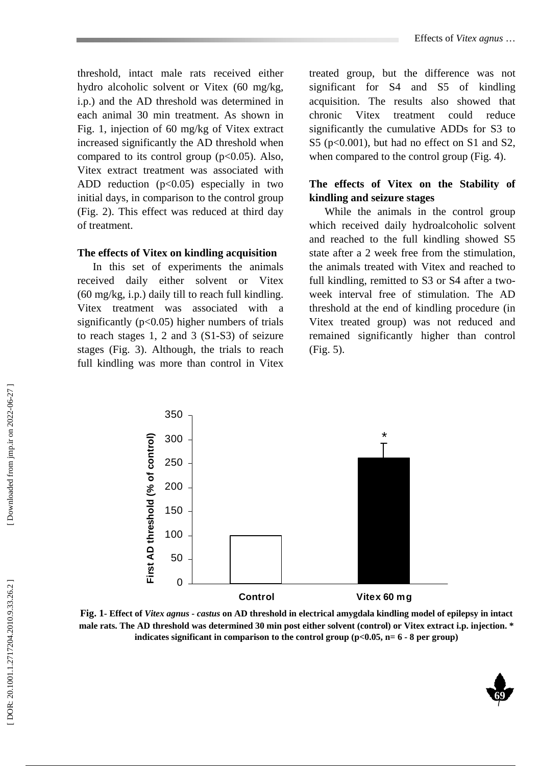threshold, intact male rats received either hydro alcoholic solvent or Vitex (60 mg/kg, i.p.) and the AD threshold was determined in each animal 30 min treatment. As shown in Fig. 1, injection of 60 mg/kg of Vitex extract increased significantly the AD threshold when compared to its control group ($p<0.05$). Also, Vitex extract treatment was associated with ADD reduction ($p<0.05$) especially in two initial days, in comparison to the control group (Fig. 2). This effect was reduced at third day of treatment.

### The effects of Vitex on kindling acquisition

In this set of experiments the animals received daily either solvent or Vitex (60 mg/kg, i.p.) daily till to reach full kindling. Vitex treatment was associated with a significantly ($p<0.05$) higher numbers of trials to reach stages 1, 2 and 3 (S1-S3) of seizure stages (Fig. 3). Although, the trials to reach full kindling was more than control in Vitex treated group, but the difference was not significant for S4 and S5 of kindling acquisition. The results also showed that chronic Vitex treatment could reduce significantly the cumulative ADDs for S3 to S5 ($p<0.001$), but had no effect on S1 and S2, when compared to the control group (Fig. 4).

### The effects of Vitex on the Stability of kindling and seizure stages

While the animals in the control group which received daily hydroalcoholic solvent and reached to the full kindling showed S5 state after a 2 week free from the stimulation, the animals treated with Vitex and reached to full kindling, remitted to S3 or S4 after a two-week interval free of stimulation. The AD threshold at the end of kindling procedure (in Vitex treated group) was not reduced and remained significantly higher than control (Fig. 5).

**Fig. 1- Effect of *Vitex agnus - castus* on AD threshold in electrical amygdala kindling model of epilepsy in intact male rats. The AD threshold was determined 30 min post either solvent (control) or Vitex extract i.p. injection. * indicates significant in comparison to the control group ($p<0.05$, n= 6 - 8 per group)**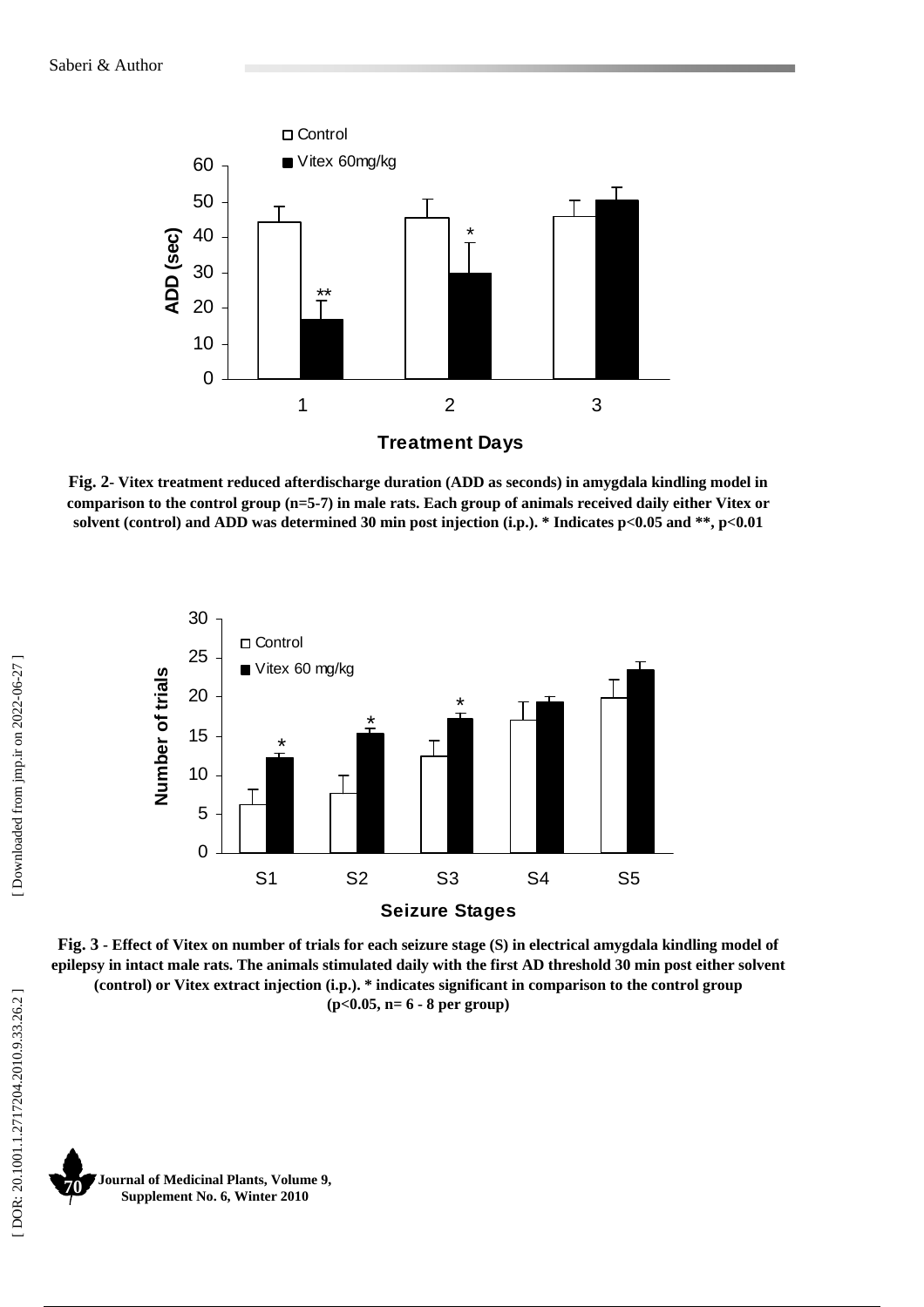Fig. 2- Vitex treatment reduced afterdischarge duration (ADD as seconds) in amygdala kindling model in comparison to the control group (n=5-7) in male rats. Each group of animals received daily either Vitex or solvent (control) and ADD was determined 30 min post injection (i.p.). * Indicates $p<0.05$ and **, $p<0.01$

Fig. 3 - Effect of Vitex on number of trials for each seizure stage (S) in electrical amygdala kindling model of epilepsy in intact male rats. The animals stimulated daily with the first AD threshold 30 min post either solvent (control) or Vitex extract injection (i.p.). * indicates significant in comparison to the control group ($p<0.05$, n= 6 - 8 per group)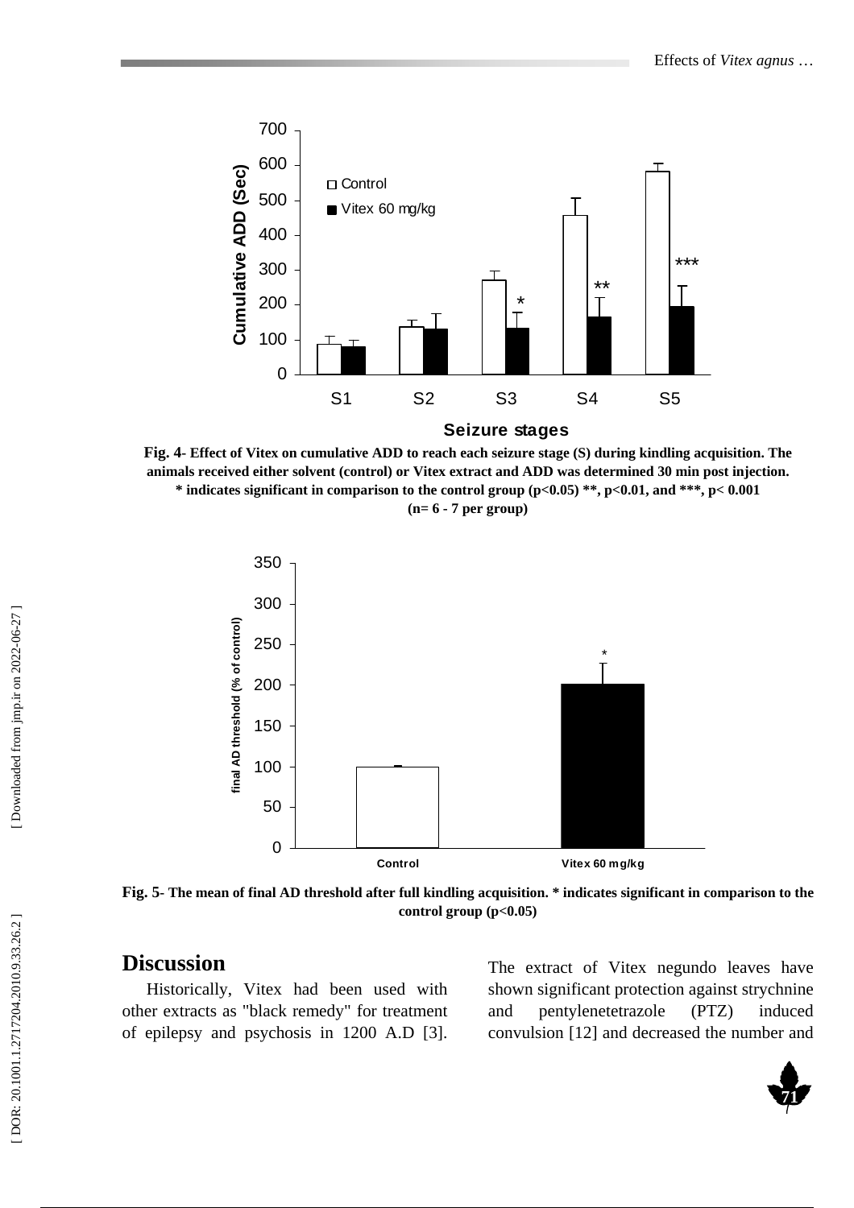**Fig. 4- Effect of Vitex on cumulative ADD to reach each seizure stage (S) during kindling acquisition. The animals received either solvent (control) or Vitex extract and ADD was determined 30 min post injection. * indicates significant in comparison to the control group ($p<0.05$) **, $p<0.01$, and ***, $p< 0.001$ (n= 6 - 7 per group)**

**Fig. 5- The mean of final AD threshold after full kindling acquisition. * indicates significant in comparison to the control group ($p<0.05$)**

# Discussion

Historically, Vitex had been used with other extracts as "black remedy" for treatment of epilepsy and psychosis in 1200 A.D [3]. The extract of Vitex negundo leaves have shown significant protection against strychnine and pentylenetetrazole (PTZ) induced convulsion [12] and decreased the number and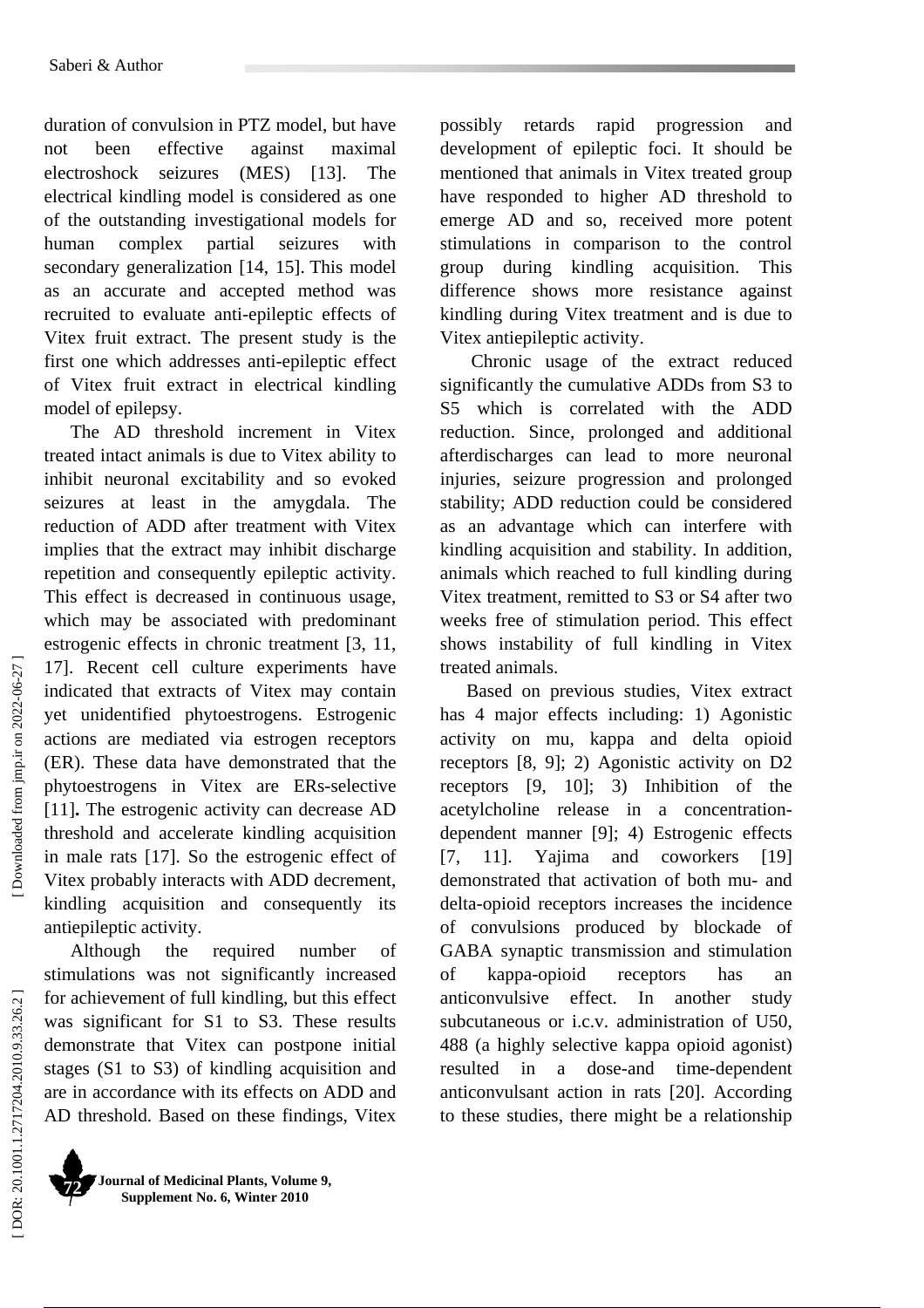duration of convulsion in PTZ model, but have not been effective against maximal electroshock seizures (MES) [13]. The electrical kindling model is considered as one of the outstanding investigational models for human complex partial seizures with secondary generalization [14, 15]. This model as an accurate and accepted method was recruited to evaluate anti-epileptic effects of Vitex fruit extract. The present study is the first one which addresses anti-epileptic effect of Vitex fruit extract in electrical kindling model of epilepsy.

The AD threshold increment in Vitex treated intact animals is due to Vitex ability to inhibit neuronal excitability and so evoked seizures at least in the amygdala. The reduction of ADD after treatment with Vitex implies that the extract may inhibit discharge repetition and consequently epileptic activity. This effect is decreased in continuous usage, which may be associated with predominant estrogenic effects in chronic treatment [3, 11, 17]. Recent cell culture experiments have indicated that extracts of Vitex may contain yet unidentified phytoestrogens. Estrogenic actions are mediated via estrogen receptors (ER). These data have demonstrated that the phytoestrogens in Vitex are ERs-selective [11]. The estrogenic activity can decrease AD threshold and accelerate kindling acquisition in male rats [17]. So the estrogenic effect of Vitex probably interacts with ADD decrement, kindling acquisition and consequently its antiepileptic activity.

Although the required number of stimulations was not significantly increased for achievement of full kindling, but this effect was significant for S1 to S3. These results demonstrate that Vitex can postpone initial stages (S1 to S3) of kindling acquisition and are in accordance with its effects on ADD and AD threshold. Based on these findings, Vitex possibly retards rapid progression and development of epileptic foci. It should be mentioned that animals in Vitex treated group have responded to higher AD threshold to emerge AD and so, received more potent stimulations in comparison to the control group during kindling acquisition. This difference shows more resistance against kindling during Vitex treatment and is due to Vitex antiepileptic activity.

Chronic usage of the extract reduced significantly the cumulative ADDs from S3 to S5 which is correlated with the ADD reduction. Since, prolonged and additional afterdischarges can lead to more neuronal injuries, seizure progression and prolonged stability; ADD reduction could be considered as an advantage which can interfere with kindling acquisition and stability. In addition, animals which reached to full kindling during Vitex treatment, remitted to S3 or S4 after two weeks free of stimulation period. This effect shows instability of full kindling in Vitex treated animals.

Based on previous studies, Vitex extract has 4 major effects including: 1) Agonistic activity on mu, kappa and delta opioid receptors [8, 9]; 2) Agonistic activity on D2 receptors [9, 10]; 3) Inhibition of the acetylcholine release in a concentration-dependent manner [9]; 4) Estrogenic effects [7, 11]. Yajima and coworkers [19] demonstrated that activation of both mu- and delta-opioid receptors increases the incidence of convulsions produced by blockade of GABA synaptic transmission and stimulation of kappa-opioid receptors has an anticonvulsive effect. In another study subcutaneous or i.c.v. administration of U50, 488 (a highly selective kappa opioid agonist) resulted in a dose-and time-dependent anticonvulsant action in rats [20]. According to these studies, there might be a relationship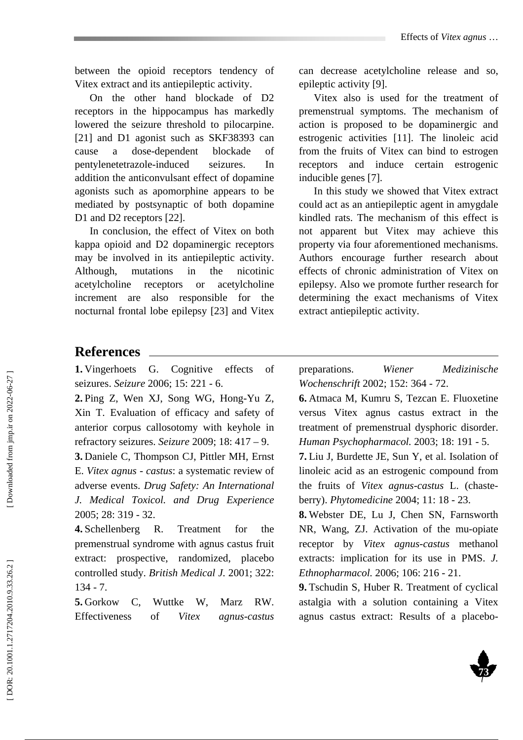between the opioid receptors tendency of Vitex extract and its antiepileptic activity.

On the other hand blockade of D2 receptors in the hippocampus has markedly lowered the seizure threshold to pilocarpine. [21] and D1 agonist such as SKF38393 can cause a dose-dependent blockade of pentylenetetrazole-induced seizures. In addition the anticonvulsant effect of dopamine agonists such as apomorphine appears to be mediated by postsynaptic of both dopamine D1 and D2 receptors [22].

In conclusion, the effect of Vitex on both kappa opioid and D2 dopaminergic receptors may be involved in its antiepileptic activity. Although, mutations in the nicotinic acetylcholine receptors or acetylcholine increment are also responsible for the nocturnal frontal lobe epilepsy [23] and Vitex can decrease acetylcholine release and so, epileptic activity [9].

Vitex also is used for the treatment of premenstrual symptoms. The mechanism of action is proposed to be dopaminergic and estrogenic activities [11]. The linoleic acid from the fruits of Vitex can bind to estrogen receptors and induce certain estrogenic inducible genes [7].

In this study we showed that Vitex extract could act as an antiepileptic agent in amygdale kindled rats. The mechanism of this effect is not apparent but Vitex may achieve this property via four aforementioned mechanisms. Authors encourage further research about effects of chronic administration of Vitex on epilepsy. Also we promote further research for determining the exact mechanisms of Vitex extract antiepileptic activity.

## References

**1.** Vingerhoets G. Cognitive effects of seizures. *Seizure* 2006; 15: 221 - 6.

**2.** Ping Z, Wen XJ, Song WG, Hong-Yu Z, Xin T. Evaluation of efficacy and safety of anterior corpus callosotomy with keyhole in refractory seizures. *Seizure* 2009; 18: 417 – 9.

**3.** Daniele C, Thompson CJ, Pittler MH, Ernst E. *Vitex agnus - castus*: a systematic review of adverse events. *Drug Safety: An International J. Medical Toxicol. and Drug Experience* 2005; 28: 319 - 32.

**4.** Schellenberg R. Treatment for the premenstrual syndrome with agnus castus fruit extract: prospective, randomized, placebo controlled study. *British Medical J.* 2001; 322: 134 - 7.

**5.** Gorkow C, Wuttke W, Marz RW. Effectiveness of *Vitex agnus-castus* preparations. *Wiener Medizinische Wochenschrift* 2002; 152: 364 - 72.

**6.** Atmaca M, Kumru S, Tezcan E. Fluoxetine versus Vitex agnus castus extract in the treatment of premenstrual dysphoric disorder. *Human Psychopharmacol.* 2003; 18: 191 - 5.

**7.** Liu J, Burdette JE, Sun Y, et al. Isolation of linoleic acid as an estrogenic compound from the fruits of *Vitex agnus-castus* L. (chaste-berry). *Phytomedicine* 2004; 11: 18 - 23.

**8.** Webster DE, Lu J, Chen SN, Farnsworth NR, Wang, ZJ. Activation of the mu-opiate receptor by *Vitex agnus-castus* methanol extracts: implication for its use in PMS. *J. Ethnopharmacol.* 2006; 106: 216 - 21.

**9.** Tschudin S, Huber R. Treatment of cyclical astalgia with a solution containing a Vitex agnus castus extract: Results of a placebo-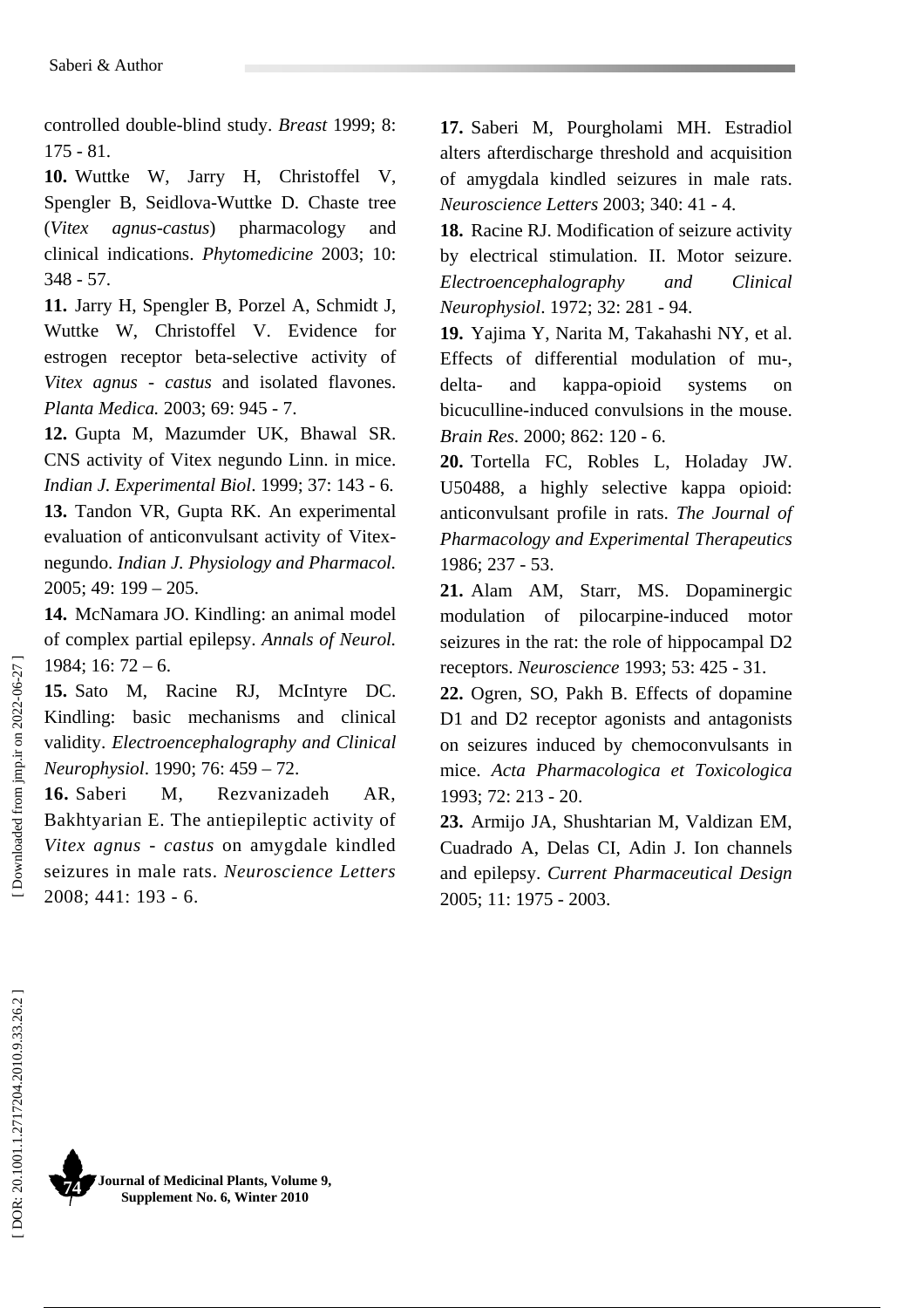controlled double-blind study. *Breast* 1999; 8: 175 - 81.

**10.** Wuttke W, Jarry H, Christoffel V, Spengler B, Seidlova-Wuttke D. Chaste tree (*Vitex agnus-castus*) pharmacology and clinical indications. *Phytomedicine* 2003; 10: 348 - 57.

**11.** Jarry H, Spengler B, Porzel A, Schmidt J, Wuttke W, Christoffel V. Evidence for estrogen receptor beta-selective activity of *Vitex agnus - castus* and isolated flavones. *Planta Medica.* 2003; 69: 945 - 7.

**12.** Gupta M, Mazumder UK, Bhawal SR. CNS activity of Vitex negundo Linn. in mice. *Indian J. Experimental Biol*. 1999; 37: 143 - 6.

**13.** Tandon VR, Gupta RK. An experimental evaluation of anticonvulsant activity of Vitex-negundo. *Indian J. Physiology and Pharmacol.* 2005; 49: 199 – 205.

**14.** McNamara JO. Kindling: an animal model of complex partial epilepsy. *Annals of Neurol.* 1984; 16: 72 – 6.

**15.** Sato M, Racine RJ, McIntyre DC. Kindling: basic mechanisms and clinical validity. *Electroencephalography and Clinical Neurophysiol*. 1990; 76: 459 – 72.

**16.** Saberi M, Rezvanizadeh AR, Bakhtyarian E. The antiepileptic activity of *Vitex agnus - castus* on amygdale kindled seizures in male rats. *Neuroscience Letters* 2008; 441: 193 - 6.

**17.** Saberi M, Pourgholami MH. Estradiol alters afterdischarge threshold and acquisition of amygdala kindled seizures in male rats. *Neuroscience Letters* 2003; 340: 41 - 4.

**18.** Racine RJ. Modification of seizure activity by electrical stimulation. II. Motor seizure. *Electroencephalography and Clinical Neurophysiol*. 1972; 32: 281 - 94.

**19.** Yajima Y, Narita M, Takahashi NY, et al. Effects of differential modulation of mu-, delta- and kappa-opioid systems on bicuculline-induced convulsions in the mouse. *Brain Res*. 2000; 862: 120 - 6.

**20.** Tortella FC, Robles L, Holaday JW. U50488, a highly selective kappa opioid: anticonvulsant profile in rats. *The Journal of Pharmacology and Experimental Therapeutics* 1986; 237 - 53.

**21.** Alam AM, Starr, MS. Dopaminergic modulation of pilocarpine-induced motor seizures in the rat: the role of hippocampal D2 receptors. *Neuroscience* 1993; 53: 425 - 31.

**22.** Ogren, SO, Pakh B. Effects of dopamine D1 and D2 receptor agonists and antagonists on seizures induced by chemoconvulsants in mice. *Acta Pharmacologica et Toxicologica* 1993; 72: 213 - 20.

**23.** Armijo JA, Shushtarian M, Valdizan EM, Cuadrado A, Delas CI, Adin J. Ion channels and epilepsy. *Current Pharmaceutical Design* 2005; 11: 1975 - 2003.